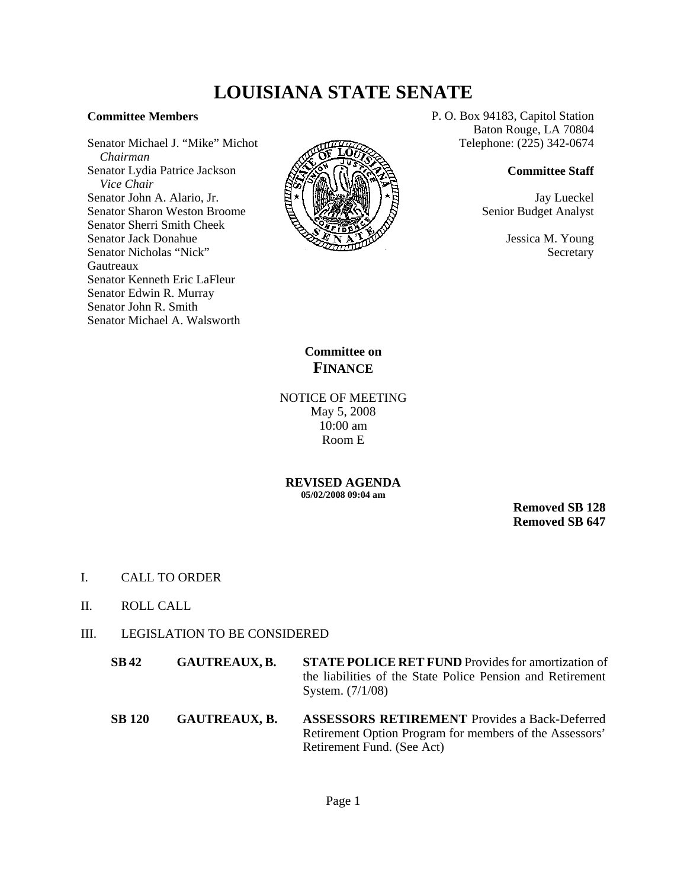# LOUISIANA STATE SENATE

**Committee Members**

Senator Michael J. "Mike" Michot
*Chairman*
Senator Lydia Patrice Jackson
*Vice Chair*
Senator John A. Alario, Jr.
Senator Sharon Weston Broome
Senator Sherri Smith Cheek
Senator Jack Donahue
Senator Nicholas "Nick" Gautreaux
Senator Kenneth Eric LaFleur
Senator Edwin R. Murray
Senator John R. Smith
Senator Michael A. Walsworth

P. O. Box 94183, Capitol Station
Baton Rouge, LA 70804
Telephone: (225) 342-0674

**Committee Staff**

Jay Lueckel
Senior Budget Analyst

Jessica M. Young
Secretary

## Committee on FINANCE

NOTICE OF MEETING
May 5, 2008
10:00 am
Room E

**REVISED AGENDA**
**05/02/2008 09:04 am**

**Removed SB 128**
**Removed SB 647**

I. CALL TO ORDER

II. ROLL CALL

III. LEGISLATION TO BE CONSIDERED

| | | |
|---|---|---|
| **SB 42** | **GAUTREAUX, B.** | **STATE POLICE RET FUND** Provides for amortization of the liabilities of the State Police Pension and Retirement System. (7/1/08) |
| **SB 120** | **GAUTREAUX, B.** | **ASSESSORS RETIREMENT** Provides a Back-Deferred Retirement Option Program for members of the Assessors' Retirement Fund. (See Act) |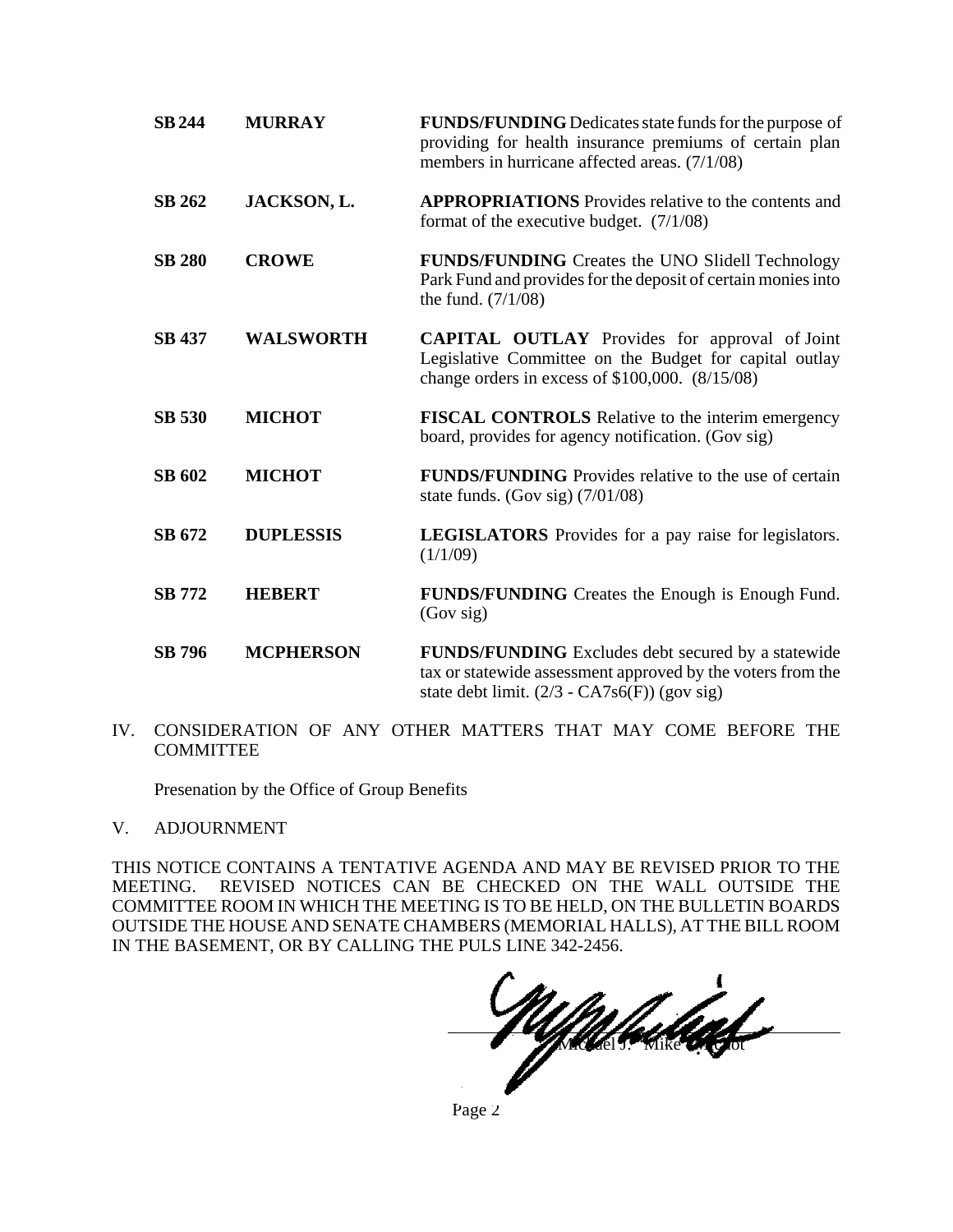| | | |
|---|---|---|
| **SB 244** | **MURRAY** | **FUNDS/FUNDING** Dedicates state funds for the purpose of providing for health insurance premiums of certain plan members in hurricane affected areas. (7/1/08) |
| **SB 262** | **JACKSON, L.** | **APPROPRIATIONS** Provides relative to the contents and format of the executive budget. (7/1/08) |
| **SB 280** | **CROWE** | **FUNDS/FUNDING** Creates the UNO Slidell Technology Park Fund and provides for the deposit of certain monies into the fund. (7/1/08) |
| **SB 437** | **WALSWORTH** | **CAPITAL OUTLAY** Provides for approval of Joint Legislative Committee on the Budget for capital outlay change orders in excess of $100,000. (8/15/08) |
| **SB 530** | **MICHOT** | **FISCAL CONTROLS** Relative to the interim emergency board, provides for agency notification. (Gov sig) |
| **SB 602** | **MICHOT** | **FUNDS/FUNDING** Provides relative to the use of certain state funds. (Gov sig) (7/01/08) |
| **SB 672** | **DUPLESSIS** | **LEGISLATORS** Provides for a pay raise for legislators. (1/1/09) |
| **SB 772** | **HEBERT** | **FUNDS/FUNDING** Creates the Enough is Enough Fund. (Gov sig) |
| **SB 796** | **MCPHERSON** | **FUNDS/FUNDING** Excludes debt secured by a statewide tax or statewide assessment approved by the voters from the state debt limit. (2/3 - CA7s6(F)) (gov sig) |

IV. CONSIDERATION OF ANY OTHER MATTERS THAT MAY COME BEFORE THE COMMITTEE

Presenation by the Office of Group Benefits

V. ADJOURNMENT

THIS NOTICE CONTAINS A TENTATIVE AGENDA AND MAY BE REVISED PRIOR TO THE MEETING. REVISED NOTICES CAN BE CHECKED ON THE WALL OUTSIDE THE COMMITTEE ROOM IN WHICH THE MEETING IS TO BE HELD, ON THE BULLETIN BOARDS OUTSIDE THE HOUSE AND SENATE CHAMBERS (MEMORIAL HALLS), AT THE BILL ROOM IN THE BASEMENT, OR BY CALLING THE PULS LINE 342-2456.

Michael J. "Mike" Michot